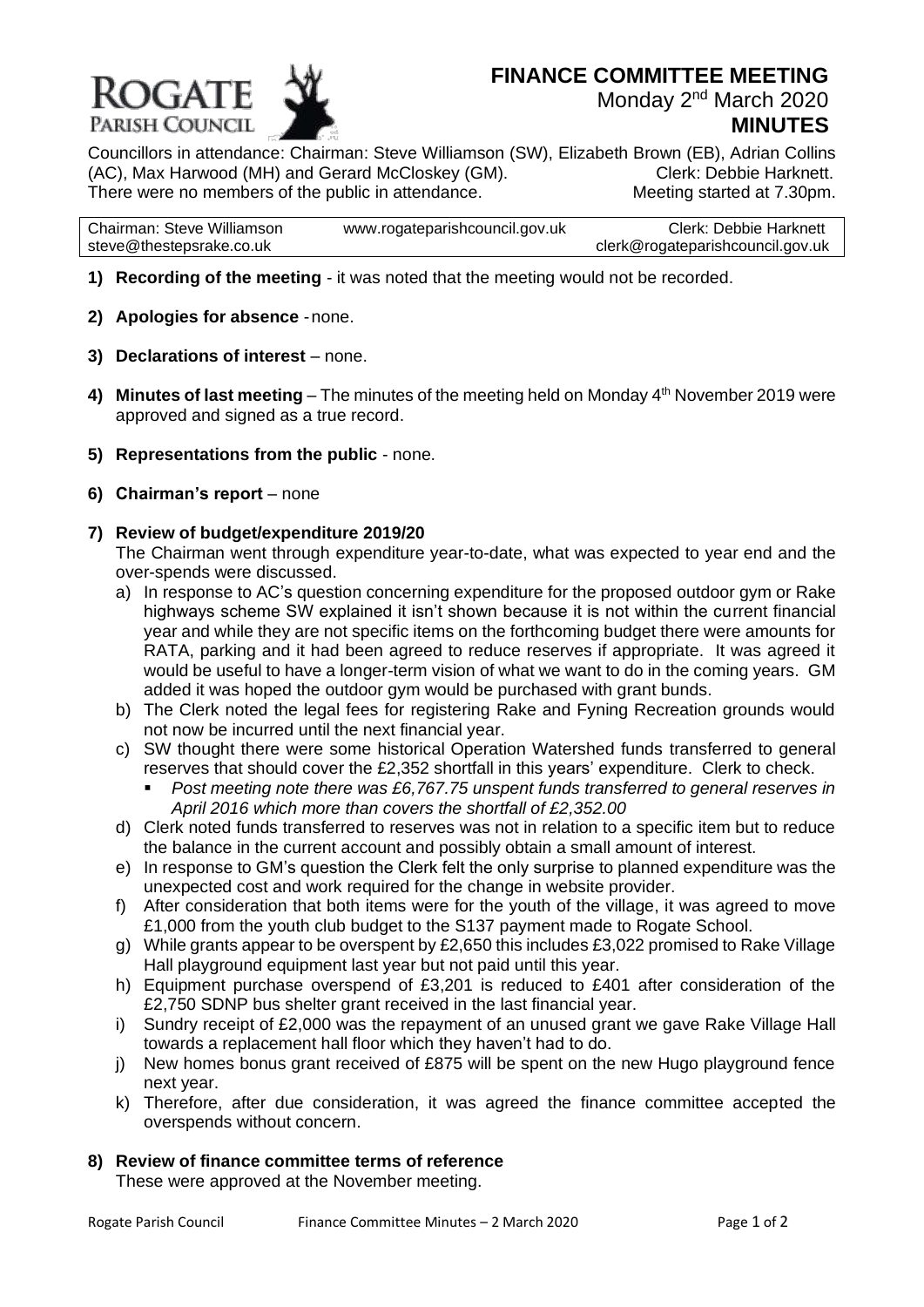ROGATE PARISH COUNCIL

# FINANCE COMMITTEE MEETING

Monday 2nd March 2020

**MINUTES**

Councillors in attendance: Chairman: Steve Williamson (SW), Elizabeth Brown (EB), Adrian Collins (AC), Max Harwood (MH) and Gerard McCloskey (GM). Clerk: Debbie Harknett.
There were no members of the public in attendance. Meeting started at 7.30pm.

| Chairman: Steve Williamson<br>steve@thestepsrake.co.uk | www.rogateparishcouncil.gov.uk | Clerk: Debbie Harknett<br>clerk@rogateparishcouncil.gov.uk |
|---|---|---|

1) **Recording of the meeting** - it was noted that the meeting would not be recorded.

2) **Apologies for absence** - none.

3) **Declarations of interest** – none.

4) **Minutes of last meeting** – The minutes of the meeting held on Monday 4th November 2019 were approved and signed as a true record.

5) **Representations from the public** - none.

6) **Chairman's report** – none

7) **Review of budget/expenditure 2019/20**

   The Chairman went through expenditure year-to-date, what was expected to year end and the over-spends were discussed.

   a) In response to AC's question concerning expenditure for the proposed outdoor gym or Rake highways scheme SW explained it isn't shown because it is not within the current financial year and while they are not specific items on the forthcoming budget there were amounts for RATA, parking and it had been agreed to reduce reserves if appropriate. It was agreed it would be useful to have a longer-term vision of what we want to do in the coming years. GM added it was hoped the outdoor gym would be purchased with grant bunds.
   b) The Clerk noted the legal fees for registering Rake and Fyning Recreation grounds would not now be incurred until the next financial year.
   c) SW thought there were some historical Operation Watershed funds transferred to general reserves that should cover the £2,352 shortfall in this years' expenditure. Clerk to check.
      - *Post meeting note there was £6,767.75 unspent funds transferred to general reserves in April 2016 which more than covers the shortfall of £2,352.00*
   d) Clerk noted funds transferred to reserves was not in relation to a specific item but to reduce the balance in the current account and possibly obtain a small amount of interest.
   e) In response to GM's question the Clerk felt the only surprise to planned expenditure was the unexpected cost and work required for the change in website provider.
   f) After consideration that both items were for the youth of the village, it was agreed to move £1,000 from the youth club budget to the S137 payment made to Rogate School.
   g) While grants appear to be overspent by £2,650 this includes £3,022 promised to Rake Village Hall playground equipment last year but not paid until this year.
   h) Equipment purchase overspend of £3,201 is reduced to £401 after consideration of the £2,750 SDNP bus shelter grant received in the last financial year.
   i) Sundry receipt of £2,000 was the repayment of an unused grant we gave Rake Village Hall towards a replacement hall floor which they haven't had to do.
   j) New homes bonus grant received of £875 will be spent on the new Hugo playground fence next year.
   k) Therefore, after due consideration, it was agreed the finance committee accepted the overspends without concern.

8) **Review of finance committee terms of reference**

   These were approved at the November meeting.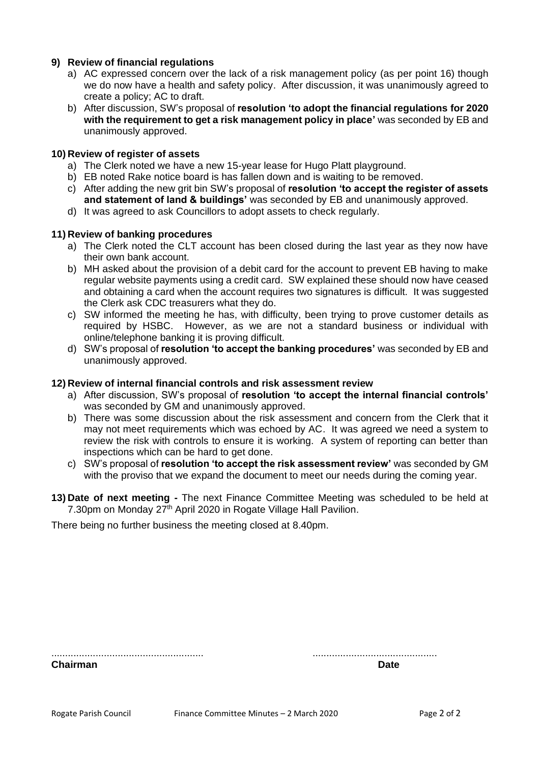**9) Review of financial regulations**

a) AC expressed concern over the lack of a risk management policy (as per point 16) though we do now have a health and safety policy. After discussion, it was unanimously agreed to create a policy; AC to draft.

b) After discussion, SW's proposal of **resolution 'to adopt the financial regulations for 2020 with the requirement to get a risk management policy in place'** was seconded by EB and unanimously approved.

**10) Review of register of assets**

a) The Clerk noted we have a new 15-year lease for Hugo Platt playground.

b) EB noted Rake notice board is has fallen down and is waiting to be removed.

c) After adding the new grit bin SW's proposal of **resolution 'to accept the register of assets and statement of land & buildings'** was seconded by EB and unanimously approved.

d) It was agreed to ask Councillors to adopt assets to check regularly.

**11) Review of banking procedures**

a) The Clerk noted the CLT account has been closed during the last year as they now have their own bank account.

b) MH asked about the provision of a debit card for the account to prevent EB having to make regular website payments using a credit card. SW explained these should now have ceased and obtaining a card when the account requires two signatures is difficult. It was suggested the Clerk ask CDC treasurers what they do.

c) SW informed the meeting he has, with difficulty, been trying to prove customer details as required by HSBC. However, as we are not a standard business or individual with online/telephone banking it is proving difficult.

d) SW's proposal of **resolution 'to accept the banking procedures'** was seconded by EB and unanimously approved.

**12) Review of internal financial controls and risk assessment review**

a) After discussion, SW's proposal of **resolution 'to accept the internal financial controls'** was seconded by GM and unanimously approved.

b) There was some discussion about the risk assessment and concern from the Clerk that it may not meet requirements which was echoed by AC. It was agreed we need a system to review the risk with controls to ensure it is working. A system of reporting can better than inspections which can be hard to get done.

c) SW's proposal of **resolution 'to accept the risk assessment review'** was seconded by GM with the proviso that we expand the document to meet our needs during the coming year.

**13) Date of next meeting -** The next Finance Committee Meeting was scheduled to be held at 7.30pm on Monday 27th April 2020 in Rogate Village Hall Pavilion.

There being no further business the meeting closed at 8.40pm.

....................................................... .............................................

**Chairman** **Date**